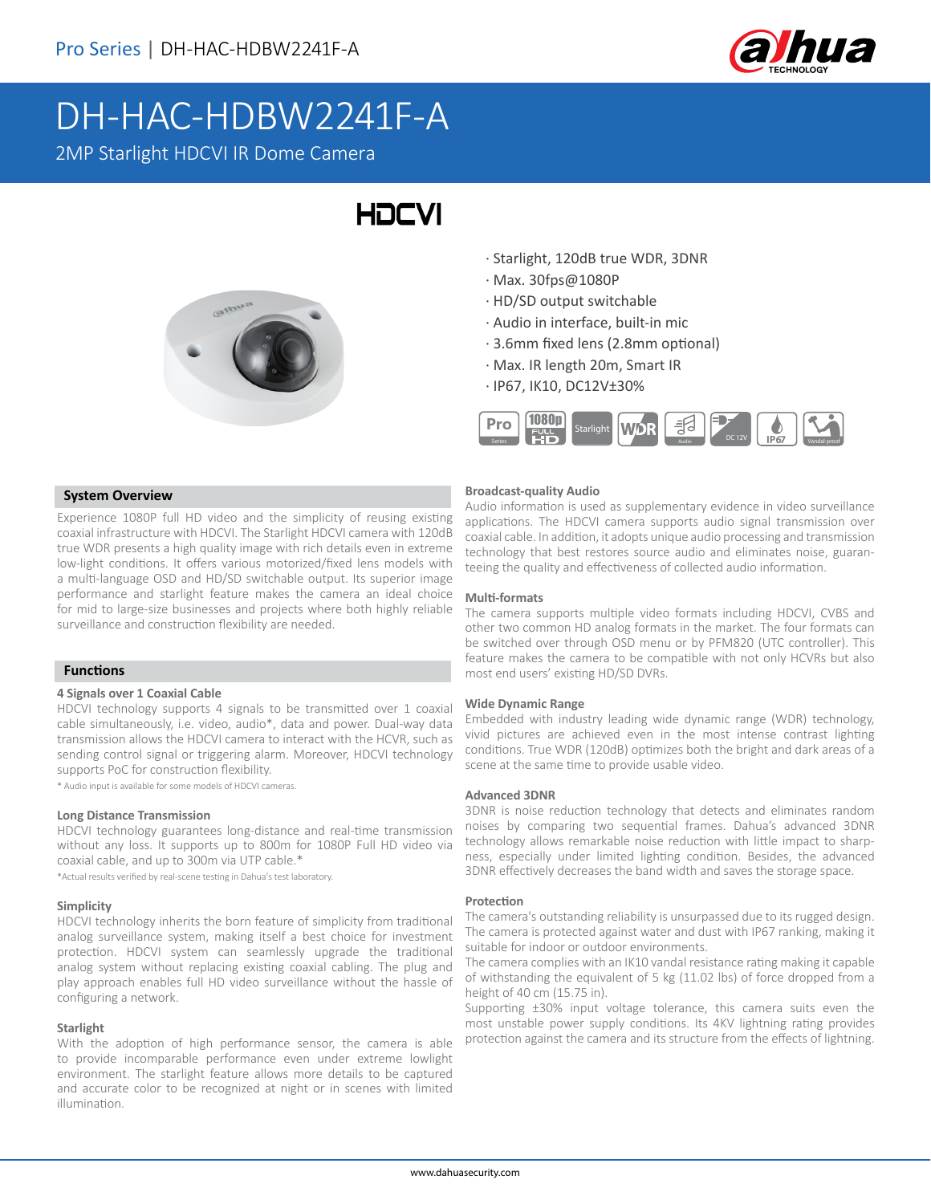# DH-HAC-HDBW2241F-A

2MP Starlight HDCVI IR Dome Camera

HDCVI

- · Starlight, 120dB true WDR, 3DNR
- · Max. 30fps@1080P
- · HD/SD output switchable
- · Audio in interface, built-in mic
- · 3.6mm fixed lens (2.8mm optional)
- · Max. IR length 20m, Smart IR
- · IP67, IK10, DC12V±30%

## System Overview

Experience 1080P full HD video and the simplicity of reusing existing coaxial infrastructure with HDCVI. The Starlight HDCVI camera with 120dB true WDR presents a high quality image with rich details even in extreme low-light conditions. It offers various motorized/fixed lens models with a multi-language OSD and HD/SD switchable output. Its superior image performance and starlight feature makes the camera an ideal choice for mid to large-size businesses and projects where both highly reliable surveillance and construction flexibility are needed.

## Functions

### 4 Signals over 1 Coaxial Cable

HDCVI technology supports 4 signals to be transmitted over 1 coaxial cable simultaneously, i.e. video, audio*, data and power. Dual-way data transmission allows the HDCVI camera to interact with the HCVR, such as sending control signal or triggering alarm. Moreover, HDCVI technology supports PoC for construction flexibility.

* Audio input is available for some models of HDCVI cameras.

### Long Distance Transmission

HDCVI technology guarantees long-distance and real-time transmission without any loss. It supports up to 800m for 1080P Full HD video via coaxial cable, and up to 300m via UTP cable.*

*Actual results verified by real-scene testing in Dahua's test laboratory.

### Simplicity

HDCVI technology inherits the born feature of simplicity from traditional analog surveillance system, making itself a best choice for investment protection. HDCVI system can seamlessly upgrade the traditional analog system without replacing existing coaxial cabling. The plug and play approach enables full HD video surveillance without the hassle of configuring a network.

### Starlight

With the adoption of high performance sensor, the camera is able to provide incomparable performance even under extreme lowlight environment. The starlight feature allows more details to be captured and accurate color to be recognized at night or in scenes with limited illumination.

### Broadcast-quality Audio

Audio information is used as supplementary evidence in video surveillance applications. The HDCVI camera supports audio signal transmission over coaxial cable. In addition, it adopts unique audio processing and transmission technology that best restores source audio and eliminates noise, guaranteeing the quality and effectiveness of collected audio information.

### Multi-formats

The camera supports multiple video formats including HDCVI, CVBS and other two common HD analog formats in the market. The four formats can be switched over through OSD menu or by PFM820 (UTC controller). This feature makes the camera to be compatible with not only HCVRs but also most end users' existing HD/SD DVRs.

### Wide Dynamic Range

Embedded with industry leading wide dynamic range (WDR) technology, vivid pictures are achieved even in the most intense contrast lighting conditions. True WDR (120dB) optimizes both the bright and dark areas of a scene at the same time to provide usable video.

### Advanced 3DNR

3DNR is noise reduction technology that detects and eliminates random noises by comparing two sequential frames. Dahua's advanced 3DNR technology allows remarkable noise reduction with little impact to sharpness, especially under limited lighting condition. Besides, the advanced 3DNR effectively decreases the band width and saves the storage space.

### Protection

The camera's outstanding reliability is unsurpassed due to its rugged design. The camera is protected against water and dust with IP67 ranking, making it suitable for indoor or outdoor environments.

The camera complies with an IK10 vandal resistance rating making it capable of withstanding the equivalent of 5 kg (11.02 lbs) of force dropped from a height of 40 cm (15.75 in).

Supporting ±30% input voltage tolerance, this camera suits even the most unstable power supply conditions. Its 4KV lightning rating provides protection against the camera and its structure from the effects of lightning.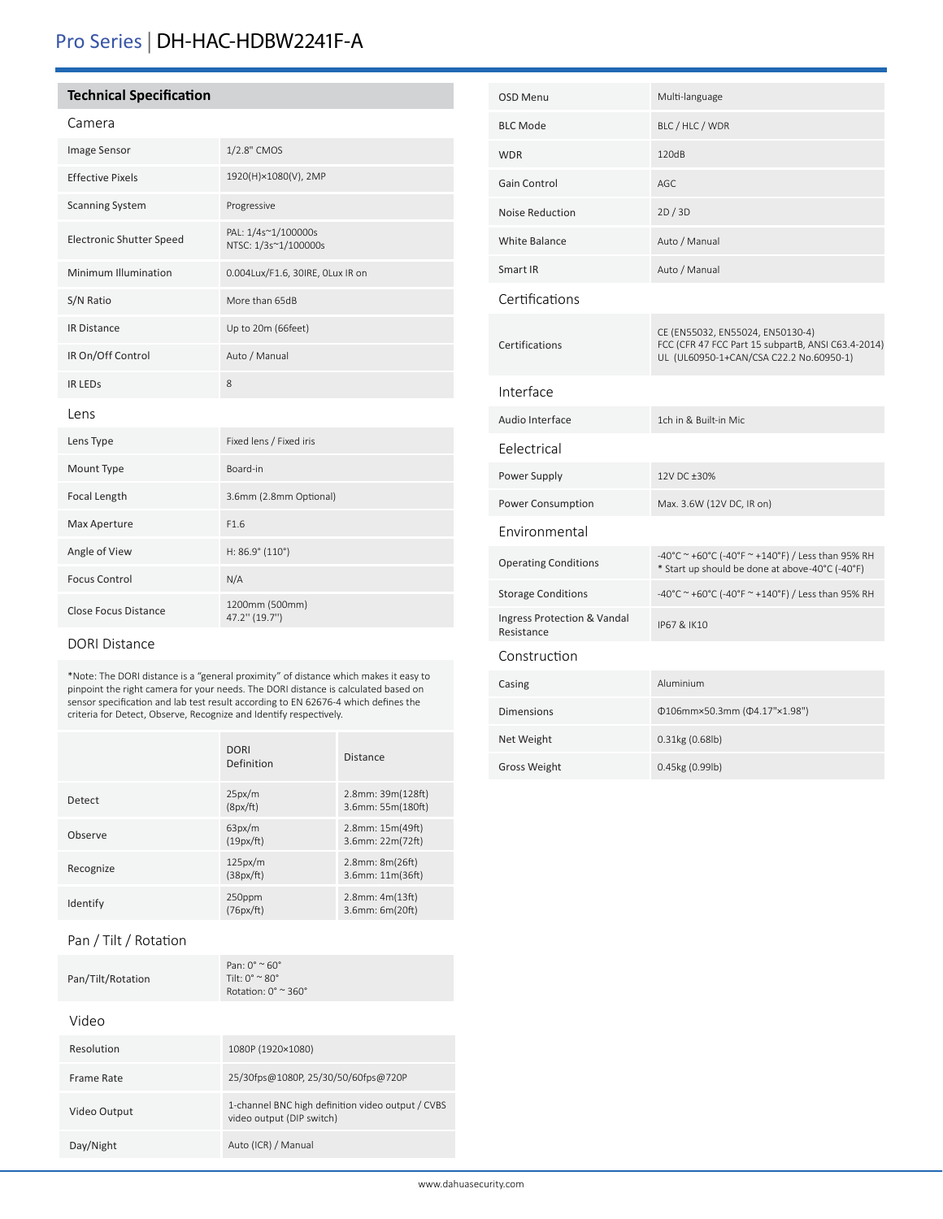# Pro Series | DH-HAC-HDBW2241F-A

## Technical Specification

### Camera

| | |
|---|---|
| Image Sensor | 1/2.8" CMOS |
| Effective Pixels | 1920(H)×1080(V), 2MP |
| Scanning System | Progressive |
| Electronic Shutter Speed | PAL: 1/4s~1/100000s<br>NTSC: 1/3s~1/100000s |
| Minimum Illumination | 0.004Lux/F1.6, 30IRE, 0Lux IR on |
| S/N Ratio | More than 65dB |
| IR Distance | Up to 20m (66feet) |
| IR On/Off Control | Auto / Manual |
| IR LEDs | 8 |

### Lens

| | |
|---|---|
| Lens Type | Fixed lens / Fixed iris |
| Mount Type | Board-in |
| Focal Length | 3.6mm (2.8mm Optional) |
| Max Aperture | F1.6 |
| Angle of View | H: 86.9° (110°) |
| Focus Control | N/A |
| Close Focus Distance | 1200mm (500mm)<br>47.2" (19.7") |

### DORI Distance

*Note: The DORI distance is a "general proximity" of distance which makes it easy to pinpoint the right camera for your needs. The DORI distance is calculated based on sensor specification and lab test result according to EN 62676-4 which defines the criteria for Detect, Observe, Recognize and Identify respectively.

| | DORI Definition | Distance |
|---|---|---|
| Detect | 25px/m<br>(8px/ft) | 2.8mm: 39m(128ft)<br>3.6mm: 55m(180ft) |
| Observe | 63px/m<br>(19px/ft) | 2.8mm: 15m(49ft)<br>3.6mm: 22m(72ft) |
| Recognize | 125px/m<br>(38px/ft) | 2.8mm: 8m(26ft)<br>3.6mm: 11m(36ft) |
| Identify | 250ppm<br>(76px/ft) | 2.8mm: 4m(13ft)<br>3.6mm: 6m(20ft) |

### Pan / Tilt / Rotation

| | |
|---|---|
| Pan/Tilt/Rotation | Pan: 0° ~ 60°<br>Tilt: 0° ~ 80°<br>Rotation: 0° ~ 360° |

### Video

| | |
|---|---|
| Resolution | 1080P (1920×1080) |
| Frame Rate | 25/30fps@1080P, 25/30/50/60fps@720P |
| Video Output | 1-channel BNC high definition video output / CVBS video output (DIP switch) |
| Day/Night | Auto (ICR) / Manual |
| OSD Menu | Multi-language |
| BLC Mode | BLC / HLC / WDR |
| WDR | 120dB |
| Gain Control | AGC |
| Noise Reduction | 2D / 3D |
| White Balance | Auto / Manual |
| Smart IR | Auto / Manual |

### Certifications

| | |
|---|---|
| Certifications | CE (EN55032, EN55024, EN50130-4)<br>FCC (CFR 47 FCC Part 15 subpartB, ANSI C63.4-2014)<br>UL (UL60950-1+CAN/CSA C22.2 No.60950-1) |

### Interface

| | |
|---|---|
| Audio Interface | 1ch in & Built-in Mic |

### Eelectrical

| | |
|---|---|
| Power Supply | 12V DC ±30% |
| Power Consumption | Max. 3.6W (12V DC, IR on) |

### Environmental

| | |
|---|---|
| Operating Conditions | -40°C ~ +60°C (-40°F ~ +140°F) / Less than 95% RH<br>* Start up should be done at above-40°C (-40°F) |
| Storage Conditions | -40°C ~ +60°C (-40°F ~ +140°F) / Less than 95% RH |
| Ingress Protection & Vandal Resistance | IP67 & IK10 |

### Construction

| | |
|---|---|
| Casing | Aluminium |
| Dimensions | Φ106mm×50.3mm (Φ4.17"×1.98") |
| Net Weight | 0.31kg (0.68lb) |
| Gross Weight | 0.45kg (0.99lb) |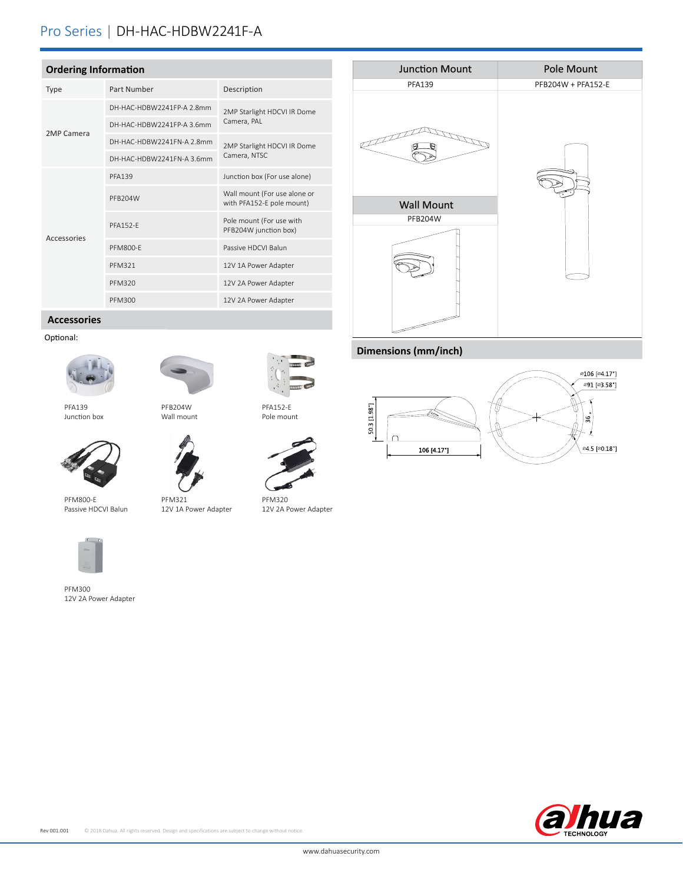## Ordering Information

| Type | Part Number | Description |
|---|---|---|
| 2MP Camera | DH-HAC-HDBW2241FP-A 2.8mm | 2MP Starlight HDCVI IR Dome Camera, PAL |
| | DH-HAC-HDBW2241FP-A 3.6mm | |
| | DH-HAC-HDBW2241FN-A 2.8mm | 2MP Starlight HDCVI IR Dome Camera, NTSC |
| | DH-HAC-HDBW2241FN-A 3.6mm | |
| Accessories | PFA139 | Junction box (For use alone) |
| | PFB204W | Wall mount (For use alone or with PFA152-E pole mount) |
| | PFA152-E | Pole mount (For use with PFB204W junction box) |
| | PFM800-E | Passive HDCVI Balun |
| | PFM321 | 12V 1A Power Adapter |
| | PFM320 | 12V 2A Power Adapter |
| | PFM300 | 12V 2A Power Adapter |

| Junction Mount | Pole Mount |
|---|---|
| PFA139 | PFB204W + PFA152-E |

| Wall Mount |
|---|
| PFB204W |

## Accessories

Optional:

PFA139
Junction box

PFB204W
Wall mount

PFA152-E
Pole mount

PFM800-E
Passive HDCVI Balun

PFM321
12V 1A Power Adapter

PFM320
12V 2A Power Adapter

PFM300
12V 2A Power Adapter

## Dimensions (mm/inch)

50.3 [1.98"]
106 [4.17"]
⌀106 [⌀4.17"]
⌀91 [⌀3.58"]
36
⌀4.5 [⌀0.18"]

Rev 001.001 © 2018 Dahua. All rights reserved. Design and specifications are subject to change without notice.

www.dahuasecurity.com